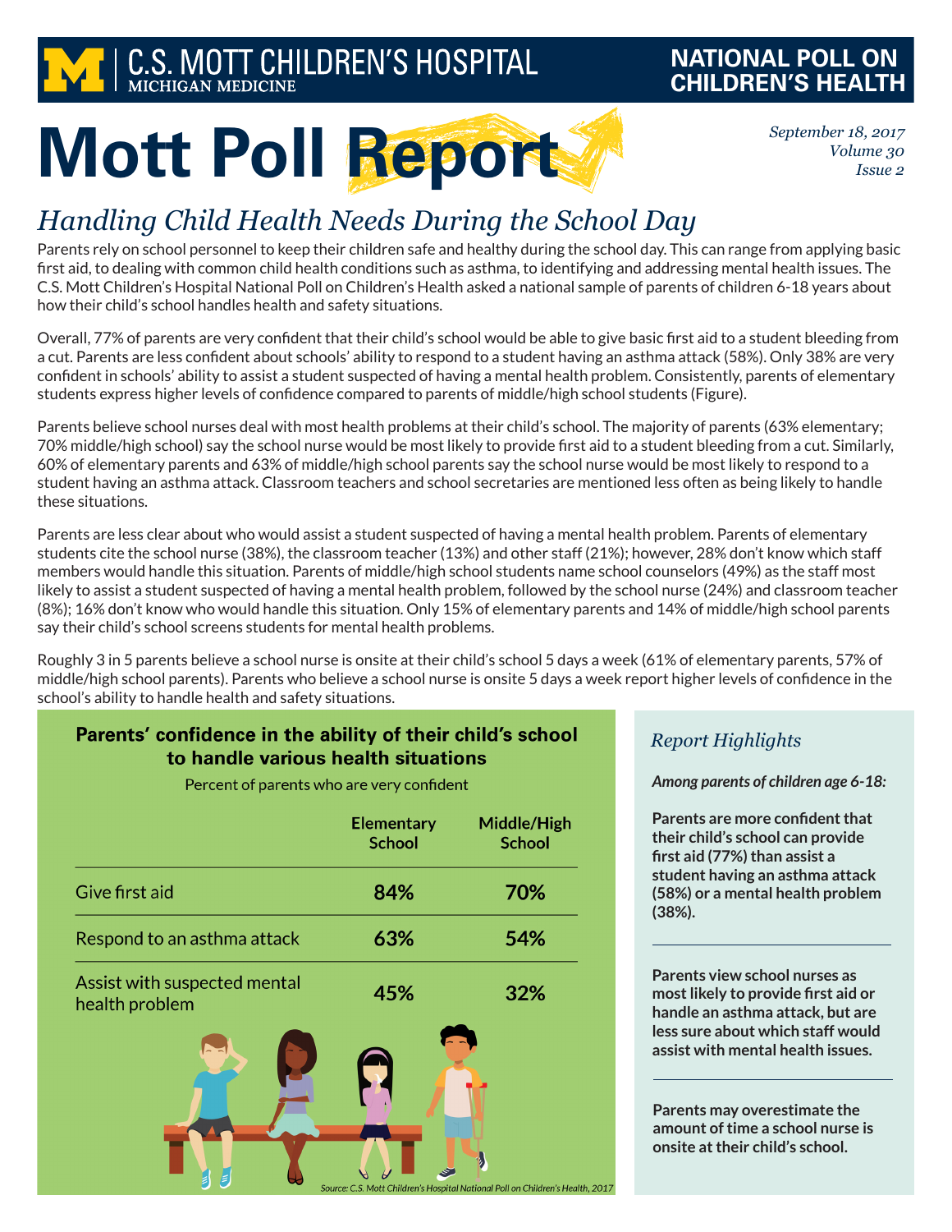C.S. MOTT CHILDREN'S HOSPITAL
MICHIGAN MEDICINE

NATIONAL POLL ON CHILDREN'S HEALTH

# Mott Poll Report

*September 18, 2017*
*Volume 30*
*Issue 2*

## *Handling Child Health Needs During the School Day*

Parents rely on school personnel to keep their children safe and healthy during the school day. This can range from applying basic first aid, to dealing with common child health conditions such as asthma, to identifying and addressing mental health issues. The C.S. Mott Children's Hospital National Poll on Children's Health asked a national sample of parents of children 6-18 years about how their child's school handles health and safety situations.

Overall, 77% of parents are very confident that their child's school would be able to give basic first aid to a student bleeding from a cut. Parents are less confident about schools' ability to respond to a student having an asthma attack (58%). Only 38% are very confident in schools' ability to assist a student suspected of having a mental health problem. Consistently, parents of elementary students express higher levels of confidence compared to parents of middle/high school students (Figure).

Parents believe school nurses deal with most health problems at their child's school. The majority of parents (63% elementary; 70% middle/high school) say the school nurse would be most likely to provide first aid to a student bleeding from a cut. Similarly, 60% of elementary parents and 63% of middle/high school parents say the school nurse would be most likely to respond to a student having an asthma attack. Classroom teachers and school secretaries are mentioned less often as being likely to handle these situations.

Parents are less clear about who would assist a student suspected of having a mental health problem. Parents of elementary students cite the school nurse (38%), the classroom teacher (13%) and other staff (21%); however, 28% don't know which staff members would handle this situation. Parents of middle/high school students name school counselors (49%) as the staff most likely to assist a student suspected of having a mental health problem, followed by the school nurse (24%) and classroom teacher (8%); 16% don't know who would handle this situation. Only 15% of elementary parents and 14% of middle/high school parents say their child's school screens students for mental health problems.

Roughly 3 in 5 parents believe a school nurse is onsite at their child's school 5 days a week (61% of elementary parents, 57% of middle/high school parents). Parents who believe a school nurse is onsite 5 days a week report higher levels of confidence in the school's ability to handle health and safety situations.

**Parents' confidence in the ability of their child's school to handle various health situations**

Percent of parents who are very confident

| | Elementary School | Middle/High School |
|---|---|---|
| Give first aid | 84% | 70% |
| Respond to an asthma attack | 63% | 54% |
| Assist with suspected mental health problem | 45% | 32% |

*Source: C.S. Mott Children's Hospital National Poll on Children's Health, 2017*

### *Report Highlights*

***Among parents of children age 6-18:***

**Parents are more confident that their child's school can provide first aid (77%) than assist a student having an asthma attack (58%) or a mental health problem (38%).**

**Parents view school nurses as most likely to provide first aid or handle an asthma attack, but are less sure about which staff would assist with mental health issues.**

**Parents may overestimate the amount of time a school nurse is onsite at their child's school.**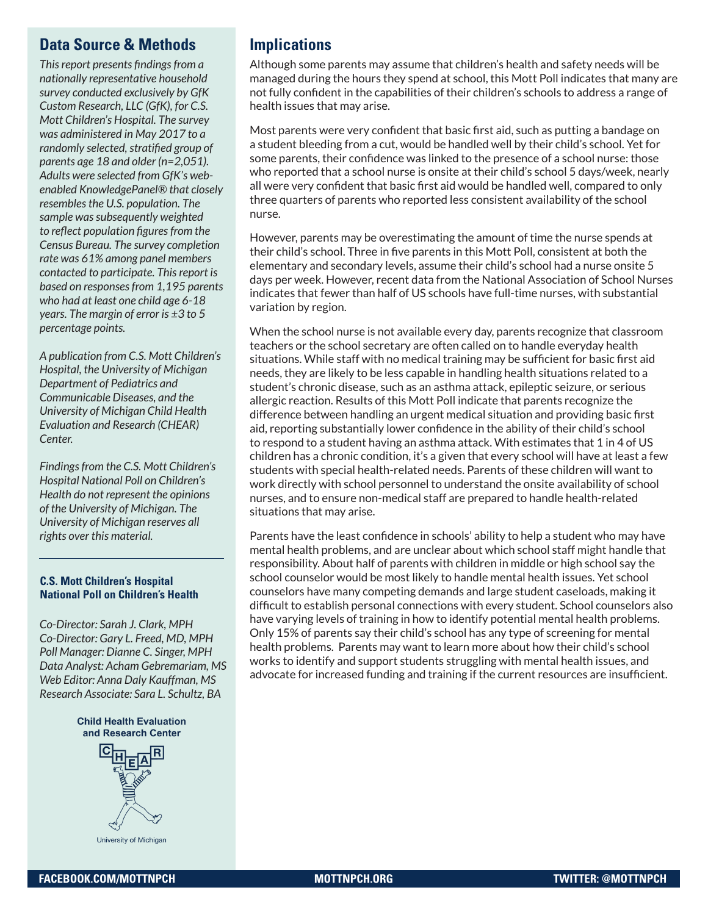## Data Source & Methods

*This report presents findings from a nationally representative household survey conducted exclusively by GfK Custom Research, LLC (GfK), for C.S. Mott Children's Hospital. The survey was administered in May 2017 to a randomly selected, stratified group of parents age 18 and older (n=2,051). Adults were selected from GfK's web-enabled KnowledgePanel® that closely resembles the U.S. population. The sample was subsequently weighted to reflect population figures from the Census Bureau. The survey completion rate was 61% among panel members contacted to participate. This report is based on responses from 1,195 parents who had at least one child age 6-18 years. The margin of error is ±3 to 5 percentage points.*

*A publication from C.S. Mott Children's Hospital, the University of Michigan Department of Pediatrics and Communicable Diseases, and the University of Michigan Child Health Evaluation and Research (CHEAR) Center.*

*Findings from the C.S. Mott Children's Hospital National Poll on Children's Health do not represent the opinions of the University of Michigan. The University of Michigan reserves all rights over this material.*

---

**C.S. Mott Children's Hospital National Poll on Children's Health**

*Co-Director: Sarah J. Clark, MPH*
*Co-Director: Gary L. Freed, MD, MPH*
*Poll Manager: Dianne C. Singer, MPH*
*Data Analyst: Acham Gebremariam, MS*
*Web Editor: Anna Daly Kauffman, MS*
*Research Associate: Sara L. Schultz, BA*

Child Health Evaluation and Research Center

University of Michigan

## Implications

Although some parents may assume that children's health and safety needs will be managed during the hours they spend at school, this Mott Poll indicates that many are not fully confident in the capabilities of their children's schools to address a range of health issues that may arise.

Most parents were very confident that basic first aid, such as putting a bandage on a student bleeding from a cut, would be handled well by their child's school. Yet for some parents, their confidence was linked to the presence of a school nurse: those who reported that a school nurse is onsite at their child's school 5 days/week, nearly all were very confident that basic first aid would be handled well, compared to only three quarters of parents who reported less consistent availability of the school nurse.

However, parents may be overestimating the amount of time the nurse spends at their child's school. Three in five parents in this Mott Poll, consistent at both the elementary and secondary levels, assume their child's school had a nurse onsite 5 days per week. However, recent data from the National Association of School Nurses indicates that fewer than half of US schools have full-time nurses, with substantial variation by region.

When the school nurse is not available every day, parents recognize that classroom teachers or the school secretary are often called on to handle everyday health situations. While staff with no medical training may be sufficient for basic first aid needs, they are likely to be less capable in handling health situations related to a student's chronic disease, such as an asthma attack, epileptic seizure, or serious allergic reaction. Results of this Mott Poll indicate that parents recognize the difference between handling an urgent medical situation and providing basic first aid, reporting substantially lower confidence in the ability of their child's school to respond to a student having an asthma attack. With estimates that 1 in 4 of US children has a chronic condition, it's a given that every school will have at least a few students with special health-related needs. Parents of these children will want to work directly with school personnel to understand the onsite availability of school nurses, and to ensure non-medical staff are prepared to handle health-related situations that may arise.

Parents have the least confidence in schools' ability to help a student who may have mental health problems, and are unclear about which school staff might handle that responsibility. About half of parents with children in middle or high school say the school counselor would be most likely to handle mental health issues. Yet school counselors have many competing demands and large student caseloads, making it difficult to establish personal connections with every student. School counselors also have varying levels of training in how to identify potential mental health problems. Only 15% of parents say their child's school has any type of screening for mental health problems. Parents may want to learn more about how their child's school works to identify and support students struggling with mental health issues, and advocate for increased funding and training if the current resources are insufficient.

FACEBOOK.COM/MOTTNPCH MOTTNPCH.ORG TWITTER: @MOTTNPCH